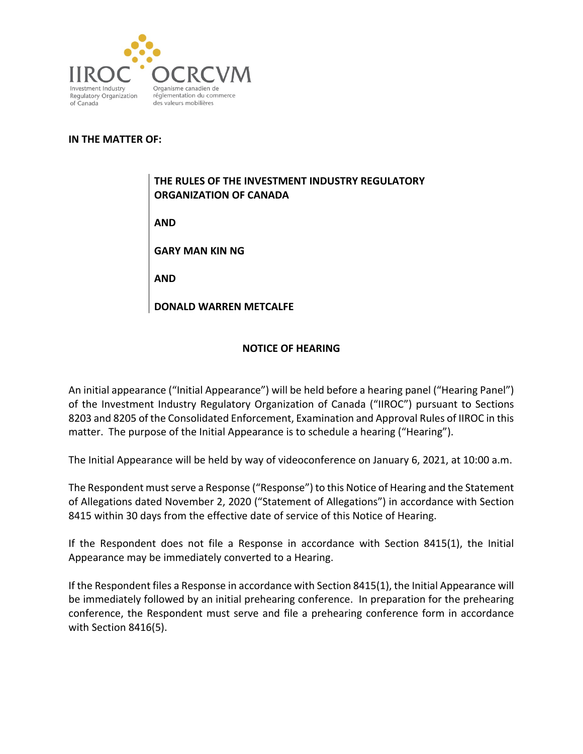IIROC OCRCVM

Investment Industry Regulatory Organization of Canada

Organisme canadien de réglementation du commerce des valeurs mobilières

**IN THE MATTER OF:**

**THE RULES OF THE INVESTMENT INDUSTRY REGULATORY ORGANIZATION OF CANADA**

**AND**

**GARY MAN KIN NG**

**AND**

**DONALD WARREN METCALFE**

## NOTICE OF HEARING

An initial appearance ("Initial Appearance") will be held before a hearing panel ("Hearing Panel") of the Investment Industry Regulatory Organization of Canada ("IIROC") pursuant to Sections 8203 and 8205 of the Consolidated Enforcement, Examination and Approval Rules of IIROC in this matter. The purpose of the Initial Appearance is to schedule a hearing ("Hearing").

The Initial Appearance will be held by way of videoconference on January 6, 2021, at 10:00 a.m.

The Respondent must serve a Response ("Response") to this Notice of Hearing and the Statement of Allegations dated November 2, 2020 ("Statement of Allegations") in accordance with Section 8415 within 30 days from the effective date of service of this Notice of Hearing.

If the Respondent does not file a Response in accordance with Section 8415(1), the Initial Appearance may be immediately converted to a Hearing.

If the Respondent files a Response in accordance with Section 8415(1), the Initial Appearance will be immediately followed by an initial prehearing conference. In preparation for the prehearing conference, the Respondent must serve and file a prehearing conference form in accordance with Section 8416(5).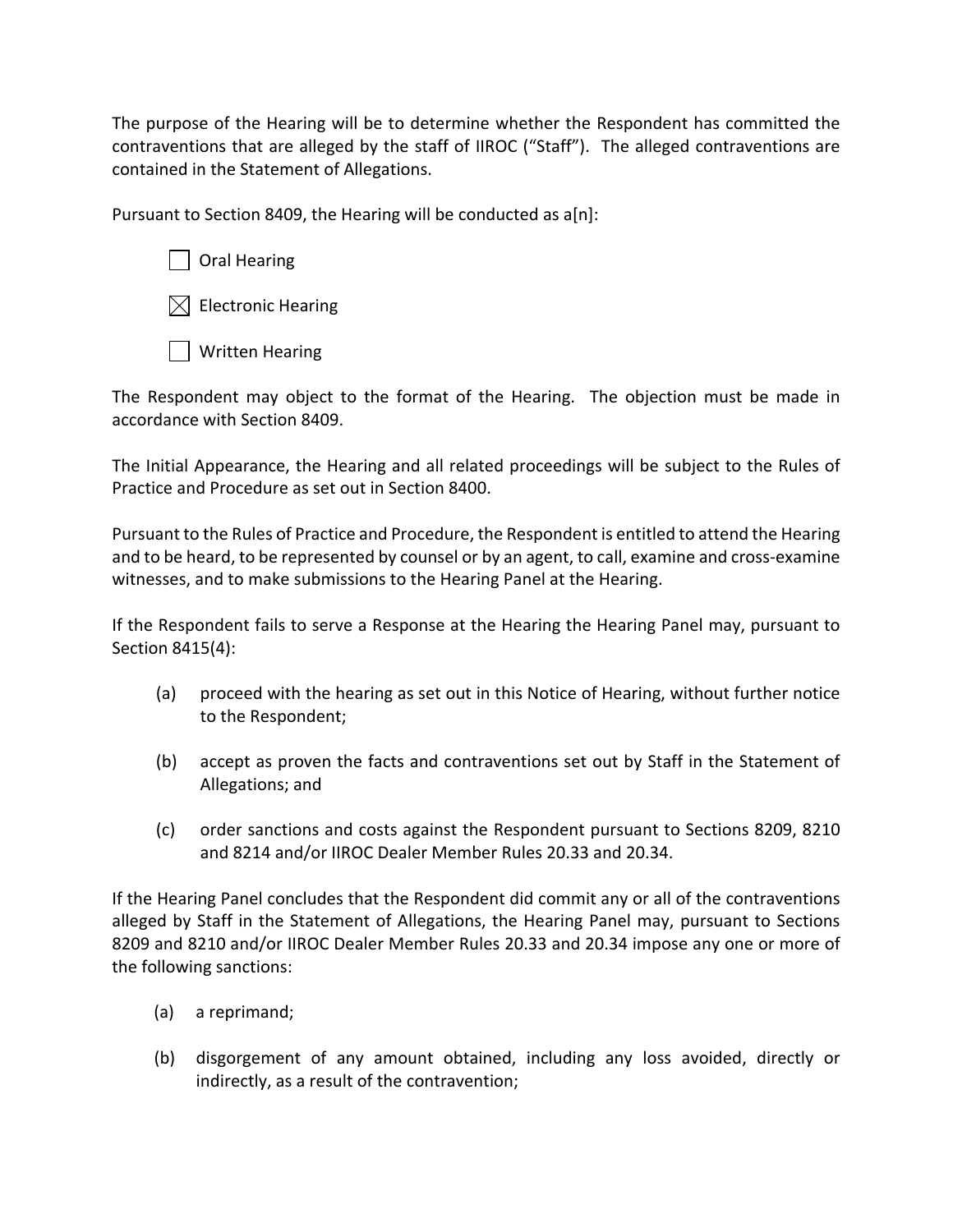The purpose of the Hearing will be to determine whether the Respondent has committed the contraventions that are alleged by the staff of IIROC ("Staff"). The alleged contraventions are contained in the Statement of Allegations.

Pursuant to Section 8409, the Hearing will be conducted as a[n]:

☐ Oral Hearing

☒ Electronic Hearing

☐ Written Hearing

The Respondent may object to the format of the Hearing. The objection must be made in accordance with Section 8409.

The Initial Appearance, the Hearing and all related proceedings will be subject to the Rules of Practice and Procedure as set out in Section 8400.

Pursuant to the Rules of Practice and Procedure, the Respondent is entitled to attend the Hearing and to be heard, to be represented by counsel or by an agent, to call, examine and cross-examine witnesses, and to make submissions to the Hearing Panel at the Hearing.

If the Respondent fails to serve a Response at the Hearing the Hearing Panel may, pursuant to Section 8415(4):

(a) proceed with the hearing as set out in this Notice of Hearing, without further notice to the Respondent;

(b) accept as proven the facts and contraventions set out by Staff in the Statement of Allegations; and

(c) order sanctions and costs against the Respondent pursuant to Sections 8209, 8210 and 8214 and/or IIROC Dealer Member Rules 20.33 and 20.34.

If the Hearing Panel concludes that the Respondent did commit any or all of the contraventions alleged by Staff in the Statement of Allegations, the Hearing Panel may, pursuant to Sections 8209 and 8210 and/or IIROC Dealer Member Rules 20.33 and 20.34 impose any one or more of the following sanctions:

(a) a reprimand;

(b) disgorgement of any amount obtained, including any loss avoided, directly or indirectly, as a result of the contravention;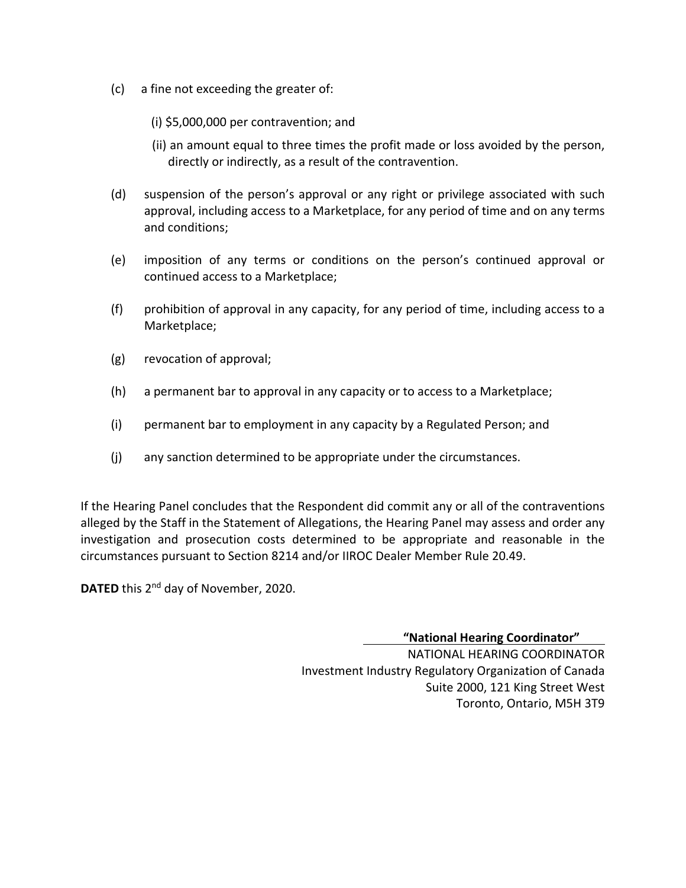(c) a fine not exceeding the greater of:

(i) $5,000,000 per contravention; and

(ii) an amount equal to three times the profit made or loss avoided by the person, directly or indirectly, as a result of the contravention.

(d) suspension of the person's approval or any right or privilege associated with such approval, including access to a Marketplace, for any period of time and on any terms and conditions;

(e) imposition of any terms or conditions on the person's continued approval or continued access to a Marketplace;

(f) prohibition of approval in any capacity, for any period of time, including access to a Marketplace;

(g) revocation of approval;

(h) a permanent bar to approval in any capacity or to access to a Marketplace;

(i) permanent bar to employment in any capacity by a Regulated Person; and

(j) any sanction determined to be appropriate under the circumstances.

If the Hearing Panel concludes that the Respondent did commit any or all of the contraventions alleged by the Staff in the Statement of Allegations, the Hearing Panel may assess and order any investigation and prosecution costs determined to be appropriate and reasonable in the circumstances pursuant to Section 8214 and/or IIROC Dealer Member Rule 20.49.

**DATED** this 2nd day of November, 2020.

**"National Hearing Coordinator"**
NATIONAL HEARING COORDINATOR
Investment Industry Regulatory Organization of Canada
Suite 2000, 121 King Street West
Toronto, Ontario, M5H 3T9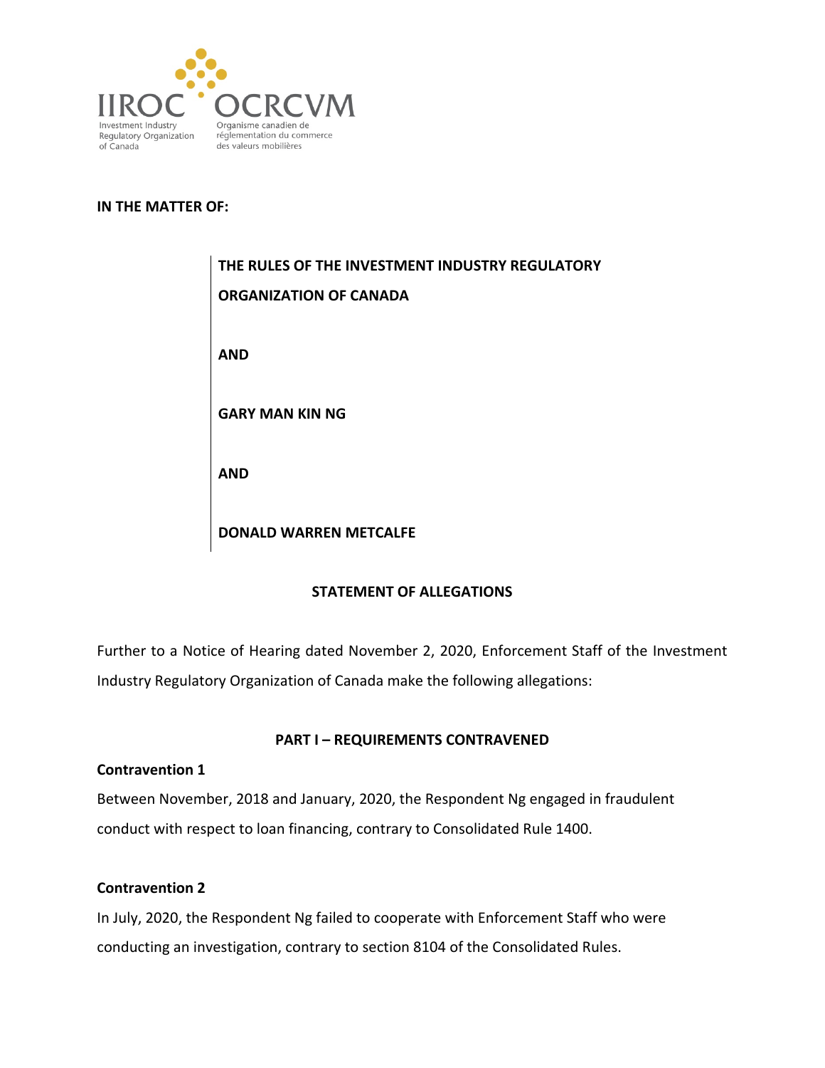**IN THE MATTER OF:**

**THE RULES OF THE INVESTMENT INDUSTRY REGULATORY ORGANIZATION OF CANADA**

**AND**

**GARY MAN KIN NG**

**AND**

**DONALD WARREN METCALFE**

## STATEMENT OF ALLEGATIONS

Further to a Notice of Hearing dated November 2, 2020, Enforcement Staff of the Investment Industry Regulatory Organization of Canada make the following allegations:

## PART I – REQUIREMENTS CONTRAVENED

**Contravention 1**

Between November, 2018 and January, 2020, the Respondent Ng engaged in fraudulent conduct with respect to loan financing, contrary to Consolidated Rule 1400.

**Contravention 2**

In July, 2020, the Respondent Ng failed to cooperate with Enforcement Staff who were conducting an investigation, contrary to section 8104 of the Consolidated Rules.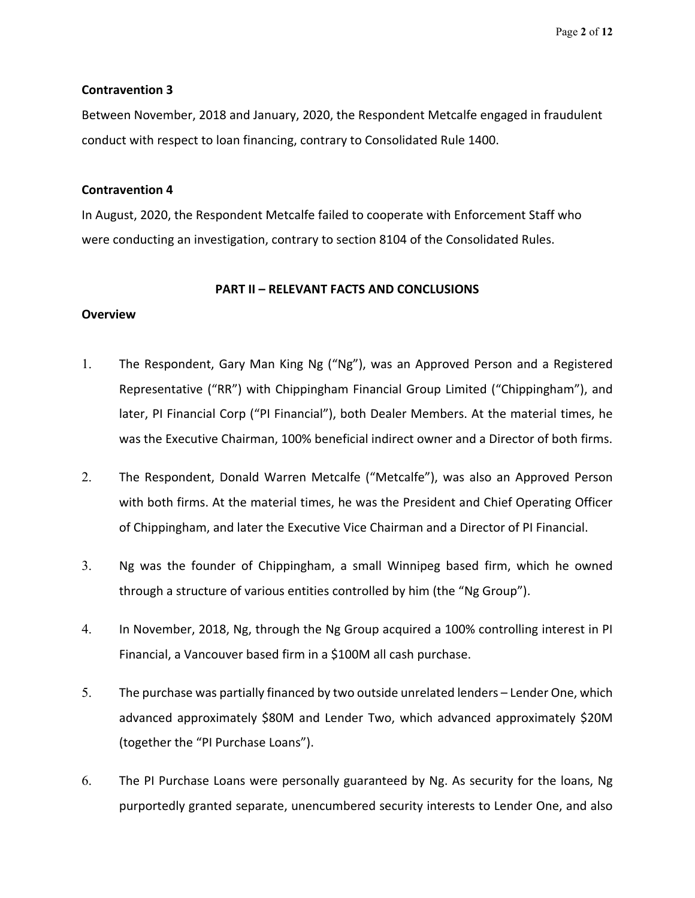**Contravention 3**

Between November, 2018 and January, 2020, the Respondent Metcalfe engaged in fraudulent conduct with respect to loan financing, contrary to Consolidated Rule 1400.

**Contravention 4**

In August, 2020, the Respondent Metcalfe failed to cooperate with Enforcement Staff who were conducting an investigation, contrary to section 8104 of the Consolidated Rules.

## PART II – RELEVANT FACTS AND CONCLUSIONS

**Overview**

1. The Respondent, Gary Man King Ng ("Ng"), was an Approved Person and a Registered Representative ("RR") with Chippingham Financial Group Limited ("Chippingham"), and later, PI Financial Corp ("PI Financial"), both Dealer Members. At the material times, he was the Executive Chairman, 100% beneficial indirect owner and a Director of both firms.

2. The Respondent, Donald Warren Metcalfe ("Metcalfe"), was also an Approved Person with both firms. At the material times, he was the President and Chief Operating Officer of Chippingham, and later the Executive Vice Chairman and a Director of PI Financial.

3. Ng was the founder of Chippingham, a small Winnipeg based firm, which he owned through a structure of various entities controlled by him (the "Ng Group").

4. In November, 2018, Ng, through the Ng Group acquired a 100% controlling interest in PI Financial, a Vancouver based firm in a $100M all cash purchase.

5. The purchase was partially financed by two outside unrelated lenders – Lender One, which advanced approximately $80M and Lender Two, which advanced approximately $20M (together the "PI Purchase Loans").

6. The PI Purchase Loans were personally guaranteed by Ng. As security for the loans, Ng purportedly granted separate, unencumbered security interests to Lender One, and also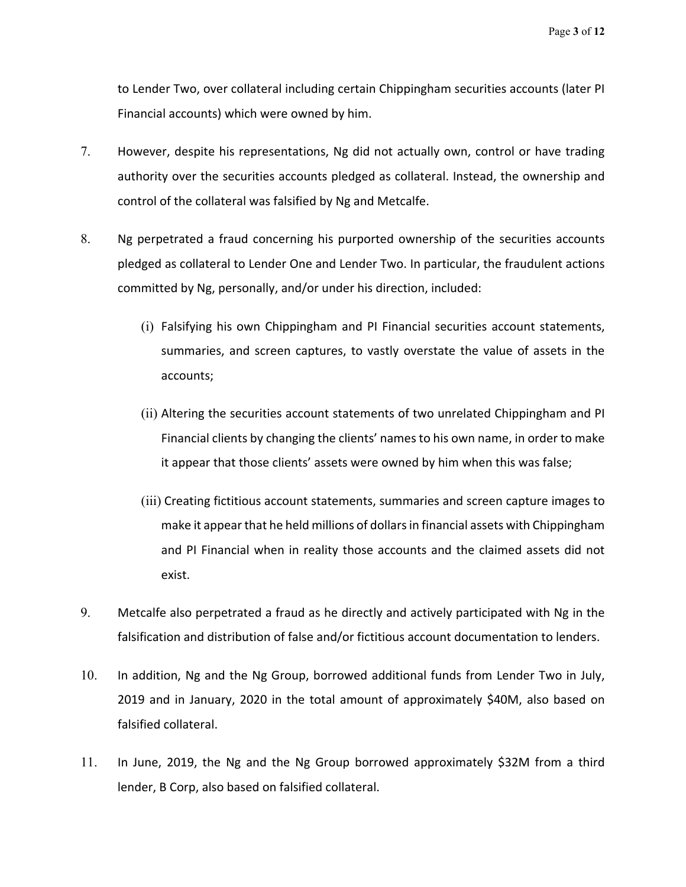to Lender Two, over collateral including certain Chippingham securities accounts (later PI Financial accounts) which were owned by him.

7. However, despite his representations, Ng did not actually own, control or have trading authority over the securities accounts pledged as collateral. Instead, the ownership and control of the collateral was falsified by Ng and Metcalfe.

8. Ng perpetrated a fraud concerning his purported ownership of the securities accounts pledged as collateral to Lender One and Lender Two. In particular, the fraudulent actions committed by Ng, personally, and/or under his direction, included:

   (i) Falsifying his own Chippingham and PI Financial securities account statements, summaries, and screen captures, to vastly overstate the value of assets in the accounts;

   (ii) Altering the securities account statements of two unrelated Chippingham and PI Financial clients by changing the clients' names to his own name, in order to make it appear that those clients' assets were owned by him when this was false;

   (iii) Creating fictitious account statements, summaries and screen capture images to make it appear that he held millions of dollars in financial assets with Chippingham and PI Financial when in reality those accounts and the claimed assets did not exist.

9. Metcalfe also perpetrated a fraud as he directly and actively participated with Ng in the falsification and distribution of false and/or fictitious account documentation to lenders.

10. In addition, Ng and the Ng Group, borrowed additional funds from Lender Two in July, 2019 and in January, 2020 in the total amount of approximately $40M, also based on falsified collateral.

11. In June, 2019, the Ng and the Ng Group borrowed approximately $32M from a third lender, B Corp, also based on falsified collateral.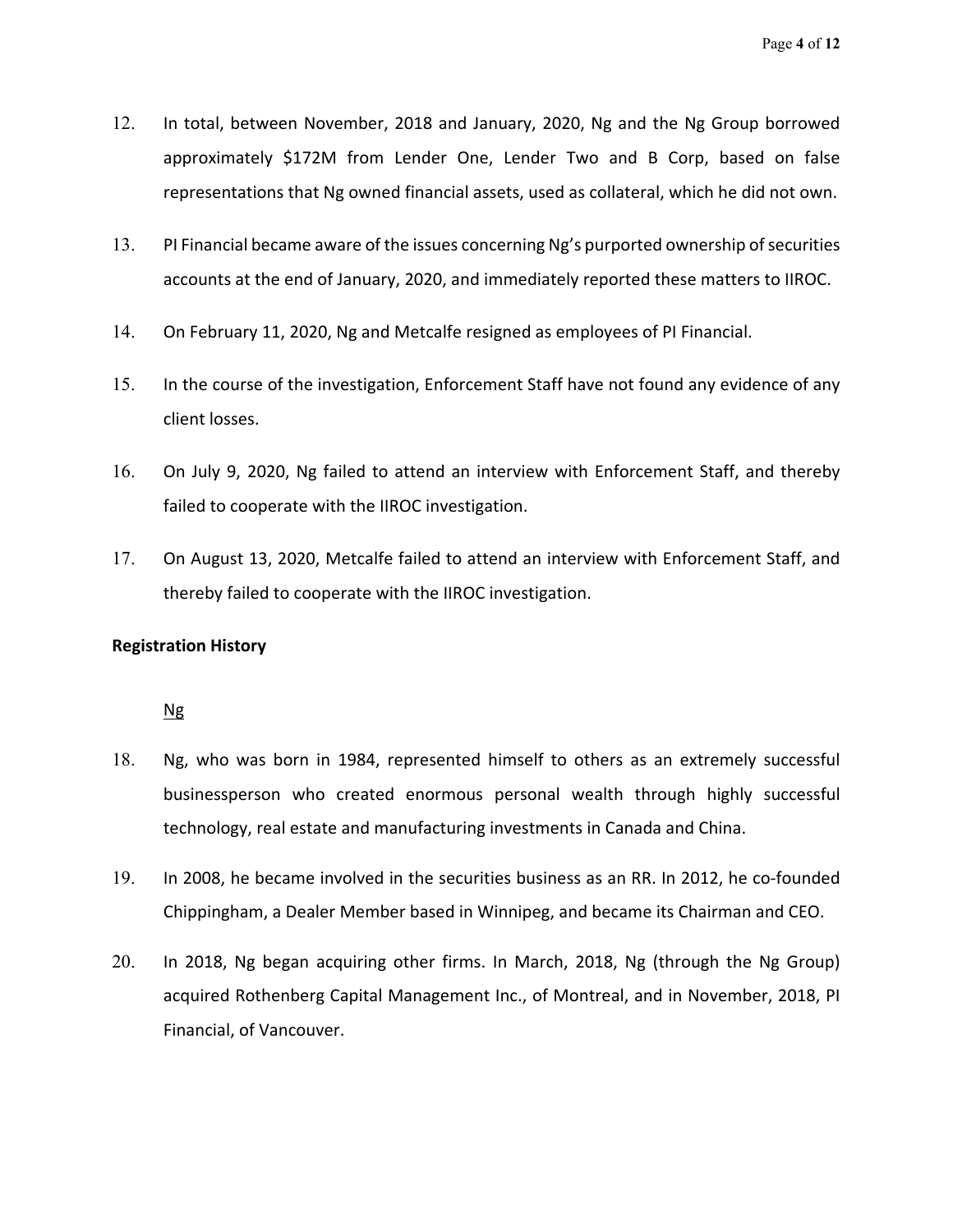12. In total, between November, 2018 and January, 2020, Ng and the Ng Group borrowed approximately $172M from Lender One, Lender Two and B Corp, based on false representations that Ng owned financial assets, used as collateral, which he did not own.

13. PI Financial became aware of the issues concerning Ng's purported ownership of securities accounts at the end of January, 2020, and immediately reported these matters to IIROC.

14. On February 11, 2020, Ng and Metcalfe resigned as employees of PI Financial.

15. In the course of the investigation, Enforcement Staff have not found any evidence of any client losses.

16. On July 9, 2020, Ng failed to attend an interview with Enforcement Staff, and thereby failed to cooperate with the IIROC investigation.

17. On August 13, 2020, Metcalfe failed to attend an interview with Enforcement Staff, and thereby failed to cooperate with the IIROC investigation.

**Registration History**

Ng

18. Ng, who was born in 1984, represented himself to others as an extremely successful businessperson who created enormous personal wealth through highly successful technology, real estate and manufacturing investments in Canada and China.

19. In 2008, he became involved in the securities business as an RR. In 2012, he co-founded Chippingham, a Dealer Member based in Winnipeg, and became its Chairman and CEO.

20. In 2018, Ng began acquiring other firms. In March, 2018, Ng (through the Ng Group) acquired Rothenberg Capital Management Inc., of Montreal, and in November, 2018, PI Financial, of Vancouver.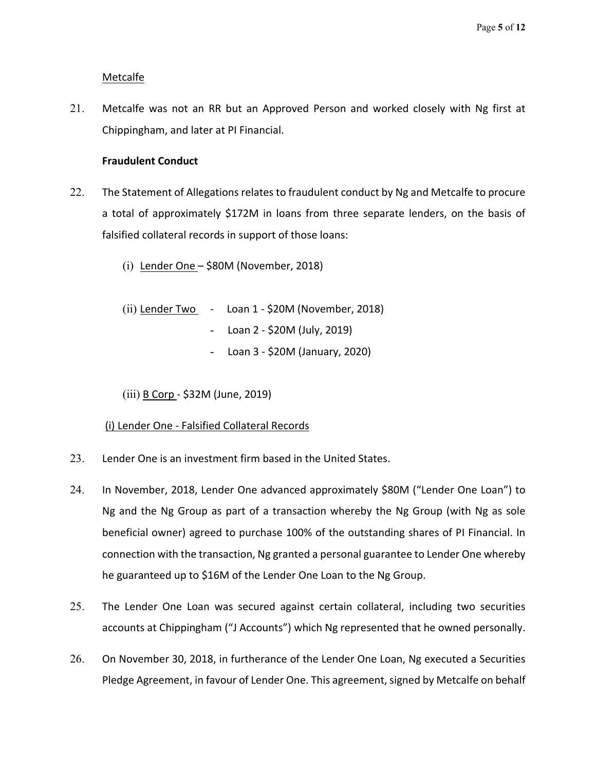Metcalfe

21. Metcalfe was not an RR but an Approved Person and worked closely with Ng first at Chippingham, and later at PI Financial.

**Fraudulent Conduct**

22. The Statement of Allegations relates to fraudulent conduct by Ng and Metcalfe to procure a total of approximately $172M in loans from three separate lenders, on the basis of falsified collateral records in support of those loans:

    (i) Lender One – $80M (November, 2018)

    (ii) Lender Two - Loan 1 - $20M (November, 2018)
    - Loan 2 - $20M (July, 2019)
    - Loan 3 - $20M (January, 2020)

    (iii) B Corp - $32M (June, 2019)

(i) Lender One - Falsified Collateral Records

23. Lender One is an investment firm based in the United States.

24. In November, 2018, Lender One advanced approximately $80M ("Lender One Loan") to Ng and the Ng Group as part of a transaction whereby the Ng Group (with Ng as sole beneficial owner) agreed to purchase 100% of the outstanding shares of PI Financial. In connection with the transaction, Ng granted a personal guarantee to Lender One whereby he guaranteed up to $16M of the Lender One Loan to the Ng Group.

25. The Lender One Loan was secured against certain collateral, including two securities accounts at Chippingham ("J Accounts") which Ng represented that he owned personally.

26. On November 30, 2018, in furtherance of the Lender One Loan, Ng executed a Securities Pledge Agreement, in favour of Lender One. This agreement, signed by Metcalfe on behalf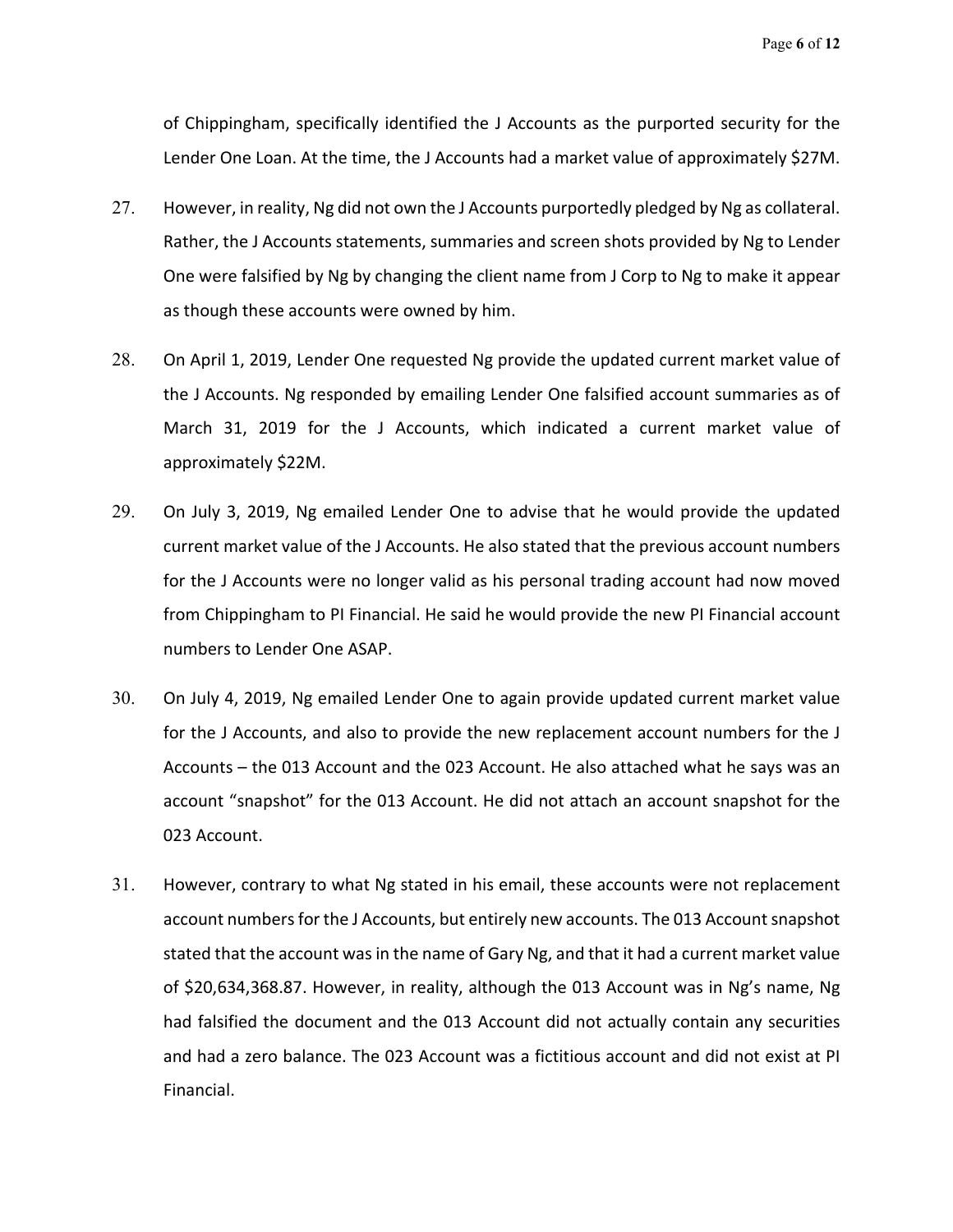of Chippingham, specifically identified the J Accounts as the purported security for the Lender One Loan. At the time, the J Accounts had a market value of approximately $27M.

27. However, in reality, Ng did not own the J Accounts purportedly pledged by Ng as collateral. Rather, the J Accounts statements, summaries and screen shots provided by Ng to Lender One were falsified by Ng by changing the client name from J Corp to Ng to make it appear as though these accounts were owned by him.

28. On April 1, 2019, Lender One requested Ng provide the updated current market value of the J Accounts. Ng responded by emailing Lender One falsified account summaries as of March 31, 2019 for the J Accounts, which indicated a current market value of approximately $22M.

29. On July 3, 2019, Ng emailed Lender One to advise that he would provide the updated current market value of the J Accounts. He also stated that the previous account numbers for the J Accounts were no longer valid as his personal trading account had now moved from Chippingham to PI Financial. He said he would provide the new PI Financial account numbers to Lender One ASAP.

30. On July 4, 2019, Ng emailed Lender One to again provide updated current market value for the J Accounts, and also to provide the new replacement account numbers for the J Accounts – the 013 Account and the 023 Account. He also attached what he says was an account "snapshot" for the 013 Account. He did not attach an account snapshot for the 023 Account.

31. However, contrary to what Ng stated in his email, these accounts were not replacement account numbers for the J Accounts, but entirely new accounts. The 013 Account snapshot stated that the account was in the name of Gary Ng, and that it had a current market value of $20,634,368.87. However, in reality, although the 013 Account was in Ng's name, Ng had falsified the document and the 013 Account did not actually contain any securities and had a zero balance. The 023 Account was a fictitious account and did not exist at PI Financial.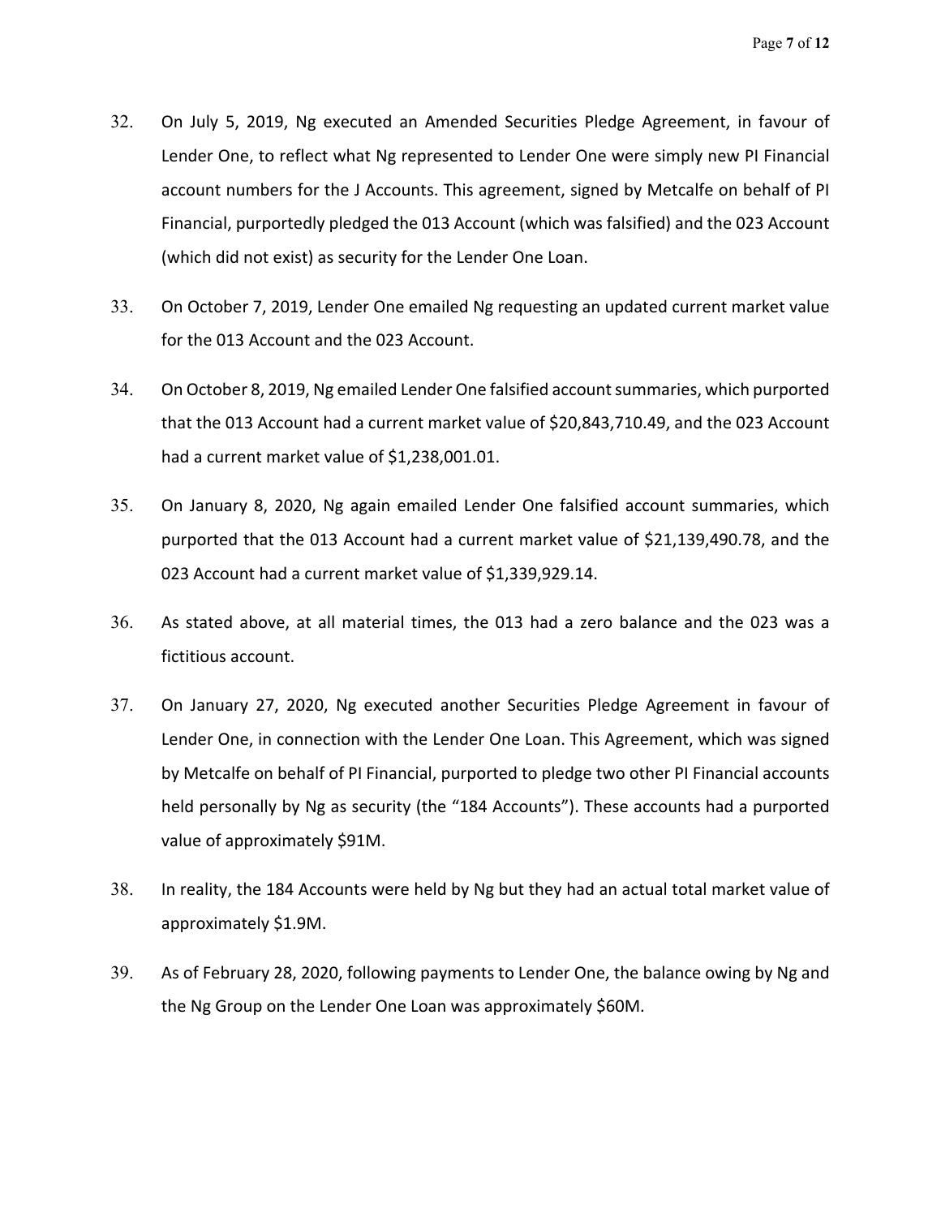32. On July 5, 2019, Ng executed an Amended Securities Pledge Agreement, in favour of Lender One, to reflect what Ng represented to Lender One were simply new PI Financial account numbers for the J Accounts. This agreement, signed by Metcalfe on behalf of PI Financial, purportedly pledged the 013 Account (which was falsified) and the 023 Account (which did not exist) as security for the Lender One Loan.

33. On October 7, 2019, Lender One emailed Ng requesting an updated current market value for the 013 Account and the 023 Account.

34. On October 8, 2019, Ng emailed Lender One falsified account summaries, which purported that the 013 Account had a current market value of $20,843,710.49, and the 023 Account had a current market value of $1,238,001.01.

35. On January 8, 2020, Ng again emailed Lender One falsified account summaries, which purported that the 013 Account had a current market value of $21,139,490.78, and the 023 Account had a current market value of $1,339,929.14.

36. As stated above, at all material times, the 013 had a zero balance and the 023 was a fictitious account.

37. On January 27, 2020, Ng executed another Securities Pledge Agreement in favour of Lender One, in connection with the Lender One Loan. This Agreement, which was signed by Metcalfe on behalf of PI Financial, purported to pledge two other PI Financial accounts held personally by Ng as security (the "184 Accounts"). These accounts had a purported value of approximately $91M.

38. In reality, the 184 Accounts were held by Ng but they had an actual total market value of approximately $1.9M.

39. As of February 28, 2020, following payments to Lender One, the balance owing by Ng and the Ng Group on the Lender One Loan was approximately $60M.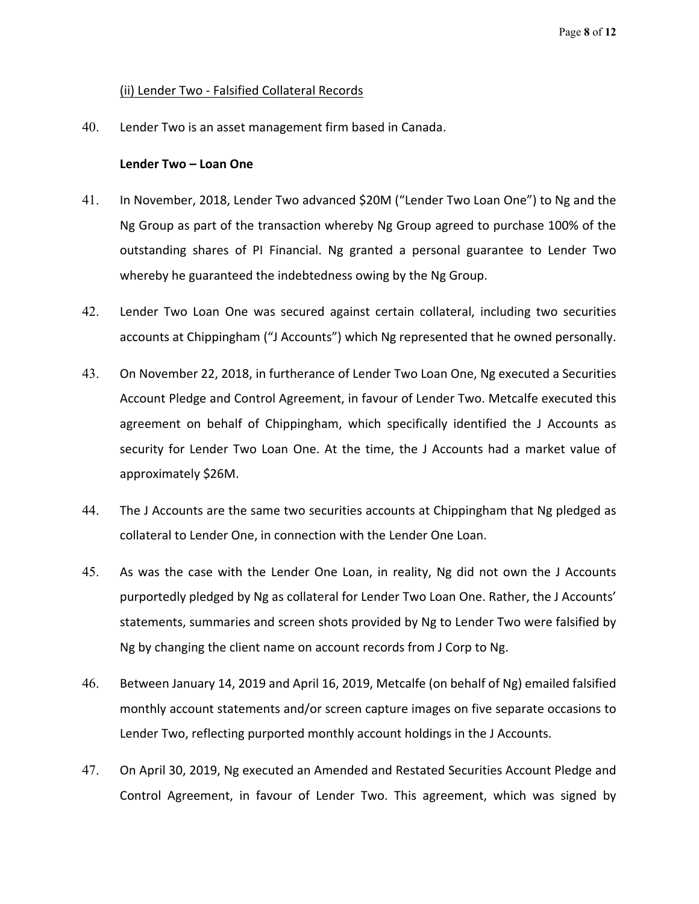(ii) Lender Two - Falsified Collateral Records

40. Lender Two is an asset management firm based in Canada.

**Lender Two – Loan One**

41. In November, 2018, Lender Two advanced $20M ("Lender Two Loan One") to Ng and the Ng Group as part of the transaction whereby Ng Group agreed to purchase 100% of the outstanding shares of PI Financial. Ng granted a personal guarantee to Lender Two whereby he guaranteed the indebtedness owing by the Ng Group.

42. Lender Two Loan One was secured against certain collateral, including two securities accounts at Chippingham ("J Accounts") which Ng represented that he owned personally.

43. On November 22, 2018, in furtherance of Lender Two Loan One, Ng executed a Securities Account Pledge and Control Agreement, in favour of Lender Two. Metcalfe executed this agreement on behalf of Chippingham, which specifically identified the J Accounts as security for Lender Two Loan One. At the time, the J Accounts had a market value of approximately $26M.

44. The J Accounts are the same two securities accounts at Chippingham that Ng pledged as collateral to Lender One, in connection with the Lender One Loan.

45. As was the case with the Lender One Loan, in reality, Ng did not own the J Accounts purportedly pledged by Ng as collateral for Lender Two Loan One. Rather, the J Accounts' statements, summaries and screen shots provided by Ng to Lender Two were falsified by Ng by changing the client name on account records from J Corp to Ng.

46. Between January 14, 2019 and April 16, 2019, Metcalfe (on behalf of Ng) emailed falsified monthly account statements and/or screen capture images on five separate occasions to Lender Two, reflecting purported monthly account holdings in the J Accounts.

47. On April 30, 2019, Ng executed an Amended and Restated Securities Account Pledge and Control Agreement, in favour of Lender Two. This agreement, which was signed by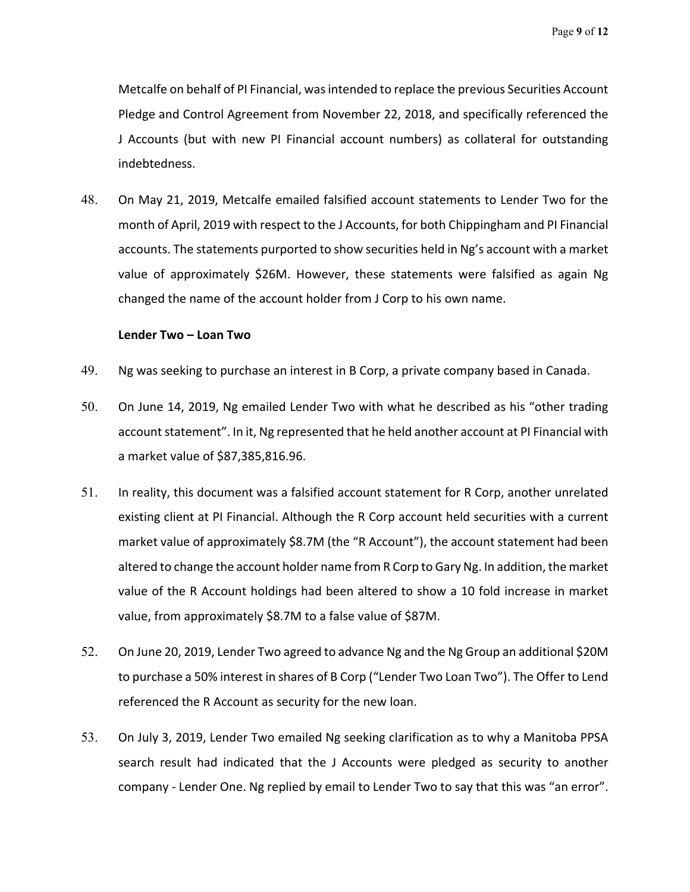Metcalfe on behalf of PI Financial, was intended to replace the previous Securities Account Pledge and Control Agreement from November 22, 2018, and specifically referenced the J Accounts (but with new PI Financial account numbers) as collateral for outstanding indebtedness.

48. On May 21, 2019, Metcalfe emailed falsified account statements to Lender Two for the month of April, 2019 with respect to the J Accounts, for both Chippingham and PI Financial accounts. The statements purported to show securities held in Ng's account with a market value of approximately $26M. However, these statements were falsified as again Ng changed the name of the account holder from J Corp to his own name.

**Lender Two – Loan Two**

49. Ng was seeking to purchase an interest in B Corp, a private company based in Canada.

50. On June 14, 2019, Ng emailed Lender Two with what he described as his "other trading account statement". In it, Ng represented that he held another account at PI Financial with a market value of $87,385,816.96.

51. In reality, this document was a falsified account statement for R Corp, another unrelated existing client at PI Financial. Although the R Corp account held securities with a current market value of approximately $8.7M (the "R Account"), the account statement had been altered to change the account holder name from R Corp to Gary Ng. In addition, the market value of the R Account holdings had been altered to show a 10 fold increase in market value, from approximately $8.7M to a false value of $87M.

52. On June 20, 2019, Lender Two agreed to advance Ng and the Ng Group an additional $20M to purchase a 50% interest in shares of B Corp ("Lender Two Loan Two"). The Offer to Lend referenced the R Account as security for the new loan.

53. On July 3, 2019, Lender Two emailed Ng seeking clarification as to why a Manitoba PPSA search result had indicated that the J Accounts were pledged as security to another company - Lender One. Ng replied by email to Lender Two to say that this was "an error".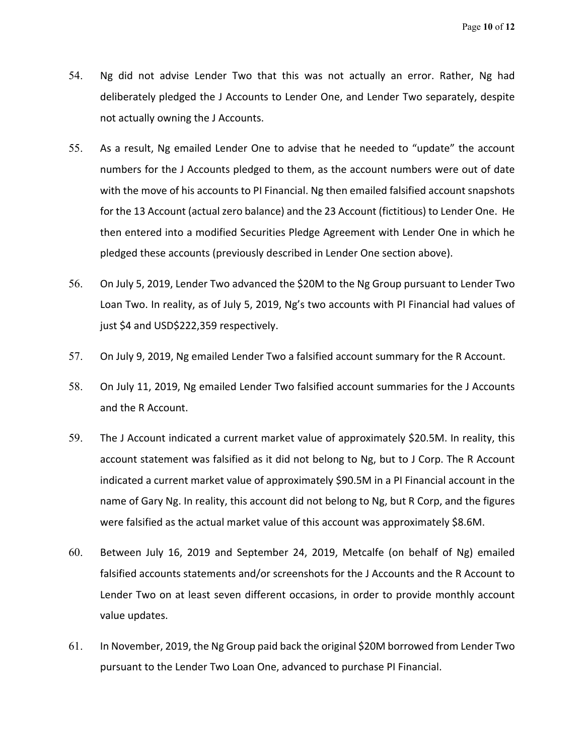54. Ng did not advise Lender Two that this was not actually an error. Rather, Ng had deliberately pledged the J Accounts to Lender One, and Lender Two separately, despite not actually owning the J Accounts.

55. As a result, Ng emailed Lender One to advise that he needed to "update" the account numbers for the J Accounts pledged to them, as the account numbers were out of date with the move of his accounts to PI Financial. Ng then emailed falsified account snapshots for the 13 Account (actual zero balance) and the 23 Account (fictitious) to Lender One. He then entered into a modified Securities Pledge Agreement with Lender One in which he pledged these accounts (previously described in Lender One section above).

56. On July 5, 2019, Lender Two advanced the $20M to the Ng Group pursuant to Lender Two Loan Two. In reality, as of July 5, 2019, Ng's two accounts with PI Financial had values of just $4 and USD$222,359 respectively.

57. On July 9, 2019, Ng emailed Lender Two a falsified account summary for the R Account.

58. On July 11, 2019, Ng emailed Lender Two falsified account summaries for the J Accounts and the R Account.

59. The J Account indicated a current market value of approximately $20.5M. In reality, this account statement was falsified as it did not belong to Ng, but to J Corp. The R Account indicated a current market value of approximately $90.5M in a PI Financial account in the name of Gary Ng. In reality, this account did not belong to Ng, but R Corp, and the figures were falsified as the actual market value of this account was approximately $8.6M.

60. Between July 16, 2019 and September 24, 2019, Metcalfe (on behalf of Ng) emailed falsified accounts statements and/or screenshots for the J Accounts and the R Account to Lender Two on at least seven different occasions, in order to provide monthly account value updates.

61. In November, 2019, the Ng Group paid back the original $20M borrowed from Lender Two pursuant to the Lender Two Loan One, advanced to purchase PI Financial.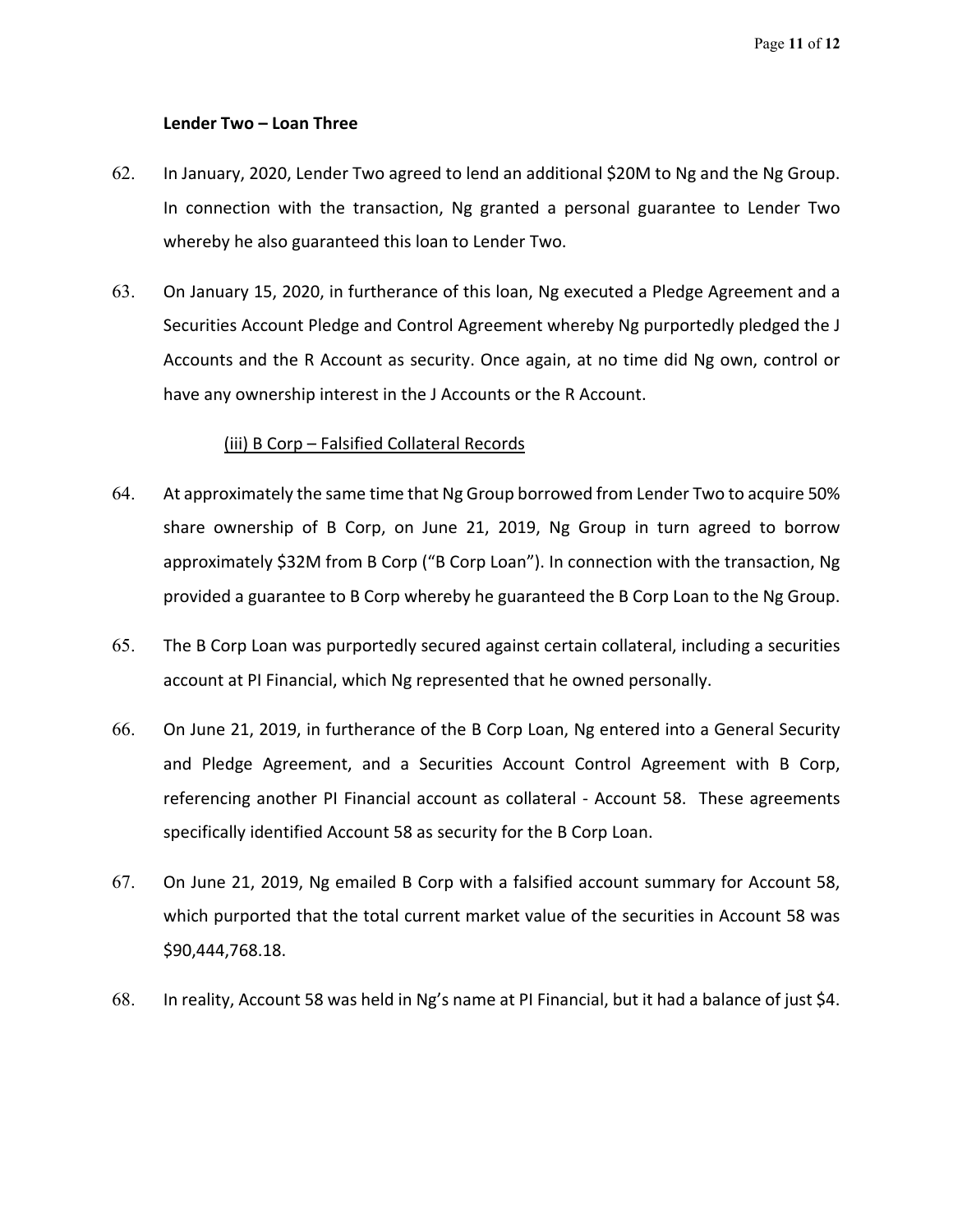**Lender Two – Loan Three**

62. In January, 2020, Lender Two agreed to lend an additional $20M to Ng and the Ng Group. In connection with the transaction, Ng granted a personal guarantee to Lender Two whereby he also guaranteed this loan to Lender Two.

63. On January 15, 2020, in furtherance of this loan, Ng executed a Pledge Agreement and a Securities Account Pledge and Control Agreement whereby Ng purportedly pledged the J Accounts and the R Account as security. Once again, at no time did Ng own, control or have any ownership interest in the J Accounts or the R Account.

<u>(iii) B Corp – Falsified Collateral Records</u>

64. At approximately the same time that Ng Group borrowed from Lender Two to acquire 50% share ownership of B Corp, on June 21, 2019, Ng Group in turn agreed to borrow approximately $32M from B Corp ("B Corp Loan"). In connection with the transaction, Ng provided a guarantee to B Corp whereby he guaranteed the B Corp Loan to the Ng Group.

65. The B Corp Loan was purportedly secured against certain collateral, including a securities account at PI Financial, which Ng represented that he owned personally.

66. On June 21, 2019, in furtherance of the B Corp Loan, Ng entered into a General Security and Pledge Agreement, and a Securities Account Control Agreement with B Corp, referencing another PI Financial account as collateral - Account 58. These agreements specifically identified Account 58 as security for the B Corp Loan.

67. On June 21, 2019, Ng emailed B Corp with a falsified account summary for Account 58, which purported that the total current market value of the securities in Account 58 was $90,444,768.18.

68. In reality, Account 58 was held in Ng's name at PI Financial, but it had a balance of just $4.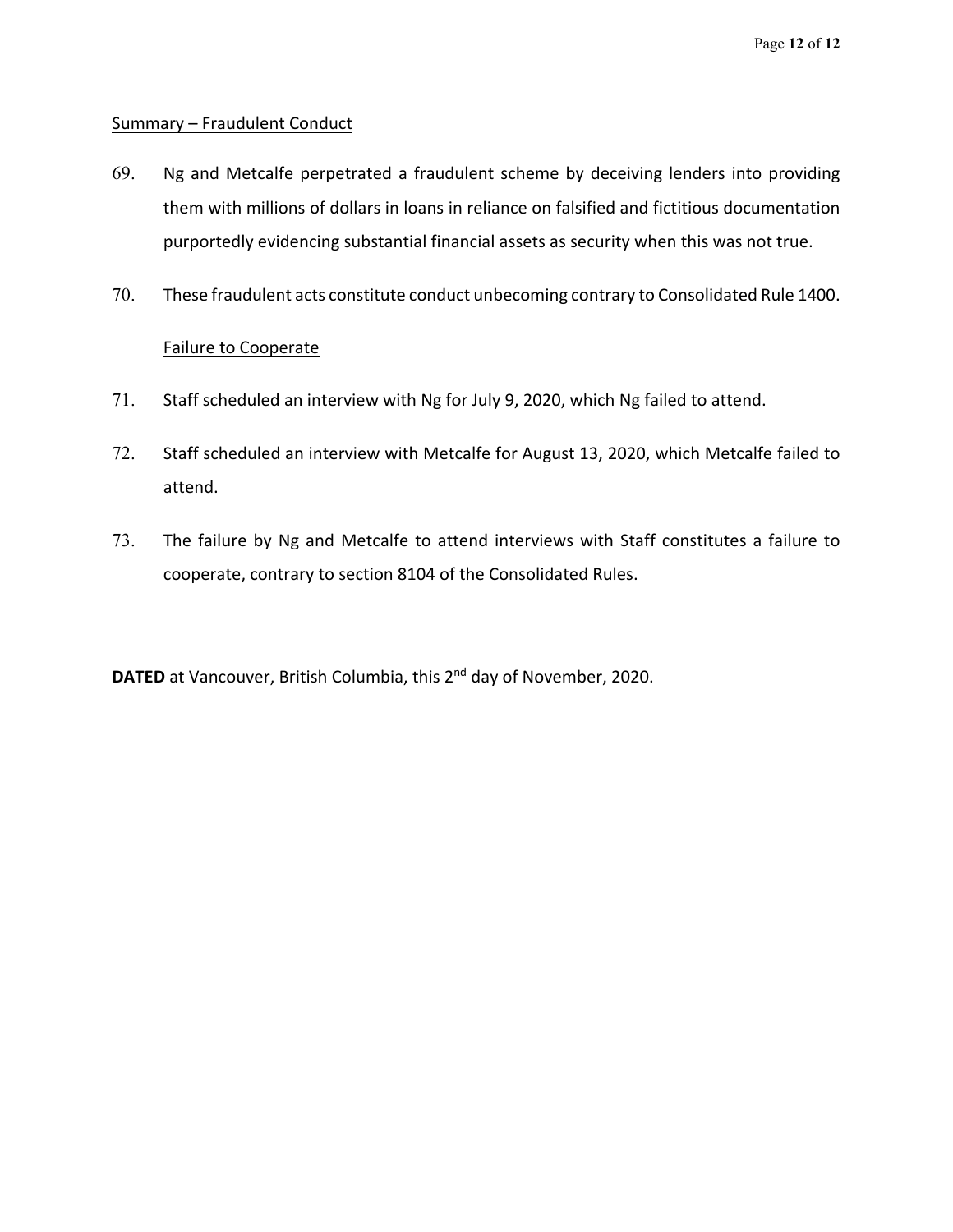Summary – Fraudulent Conduct

69. Ng and Metcalfe perpetrated a fraudulent scheme by deceiving lenders into providing them with millions of dollars in loans in reliance on falsified and fictitious documentation purportedly evidencing substantial financial assets as security when this was not true.

70. These fraudulent acts constitute conduct unbecoming contrary to Consolidated Rule 1400.

Failure to Cooperate

71. Staff scheduled an interview with Ng for July 9, 2020, which Ng failed to attend.

72. Staff scheduled an interview with Metcalfe for August 13, 2020, which Metcalfe failed to attend.

73. The failure by Ng and Metcalfe to attend interviews with Staff constitutes a failure to cooperate, contrary to section 8104 of the Consolidated Rules.

**DATED** at Vancouver, British Columbia, this 2nd day of November, 2020.